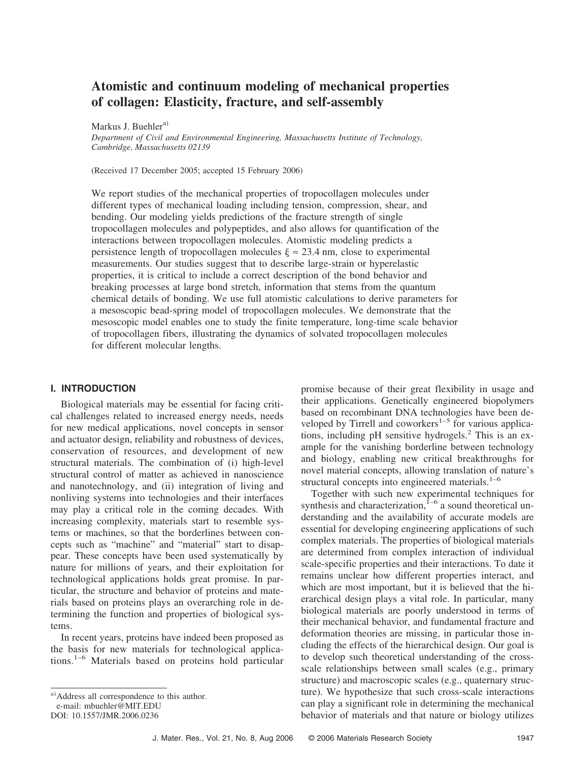# Atomistic and continuum modeling of mechanical properties of collagen: Elasticity, fracture, and self-assembly

Markus J. Buehler[a]

*Department of Civil and Environmental Engineering, Massachusetts Institute of Technology, Cambridge, Massachusetts 02139*

(Received 17 December 2005; accepted 15 February 2006)

We report studies of the mechanical properties of tropocollagen molecules under different types of mechanical loading including tension, compression, shear, and bending. Our modeling yields predictions of the fracture strength of single tropocollagen molecules and polypeptides, and also allows for quantification of the interactions between tropocollagen molecules. Atomistic modeling predicts a persistence length of tropocollagen molecules $\xi \approx 23.4$ nm, close to experimental measurements. Our studies suggest that to describe large-strain or hyperelastic properties, it is critical to include a correct description of the bond behavior and breaking processes at large bond stretch, information that stems from the quantum chemical details of bonding. We use full atomistic calculations to derive parameters for a mesoscopic bead-spring model of tropocollagen molecules. We demonstrate that the mesoscopic model enables one to study the finite temperature, long-time scale behavior of tropocollagen fibers, illustrating the dynamics of solvated tropocollagen molecules for different molecular lengths.

## I. INTRODUCTION

Biological materials may be essential for facing critical challenges related to increased energy needs, needs for new medical applications, novel concepts in sensor and actuator design, reliability and robustness of devices, conservation of resources, and development of new structural materials. The combination of (i) high-level structural control of matter as achieved in nanoscience and nanotechnology, and (ii) integration of living and nonliving systems into technologies and their interfaces may play a critical role in the coming decades. With increasing complexity, materials start to resemble systems or machines, so that the borderlines between concepts such as "machine" and "material" start to disappear. These concepts have been used systematically by nature for millions of years, and their exploitation for technological applications holds great promise. In particular, the structure and behavior of proteins and materials based on proteins plays an overarching role in determining the function and properties of biological systems.

In recent years, proteins have indeed been proposed as the basis for new materials for technological applications.[1–6] Materials based on proteins hold particular promise because of their great flexibility in usage and their applications. Genetically engineered biopolymers based on recombinant DNA technologies have been developed by Tirrell and coworkers[1–5] for various applications, including pH sensitive hydrogels.[2] This is an example for the vanishing borderline between technology and biology, enabling new critical breakthroughs for novel material concepts, allowing translation of nature's structural concepts into engineered materials.[1–6]

Together with such new experimental techniques for synthesis and characterization,[1–6] a sound theoretical understanding and the availability of accurate models are essential for developing engineering applications of such complex materials. The properties of biological materials are determined from complex interaction of individual scale-specific properties and their interactions. To date it remains unclear how different properties interact, and which are most important, but it is believed that the hierarchical design plays a vital role. In particular, many biological materials are poorly understood in terms of their mechanical behavior, and fundamental fracture and deformation theories are missing, in particular those including the effects of the hierarchical design. Our goal is to develop such theoretical understanding of the cross-scale relationships between small scales (e.g., primary structure) and macroscopic scales (e.g., quaternary structure). We hypothesize that such cross-scale interactions can play a significant role in determining the mechanical behavior of materials and that nature or biology utilizes

[a] Address all correspondence to this author.
e-mail: mbuehler@MIT.EDU
DOI: 10.1557/JMR.2006.0236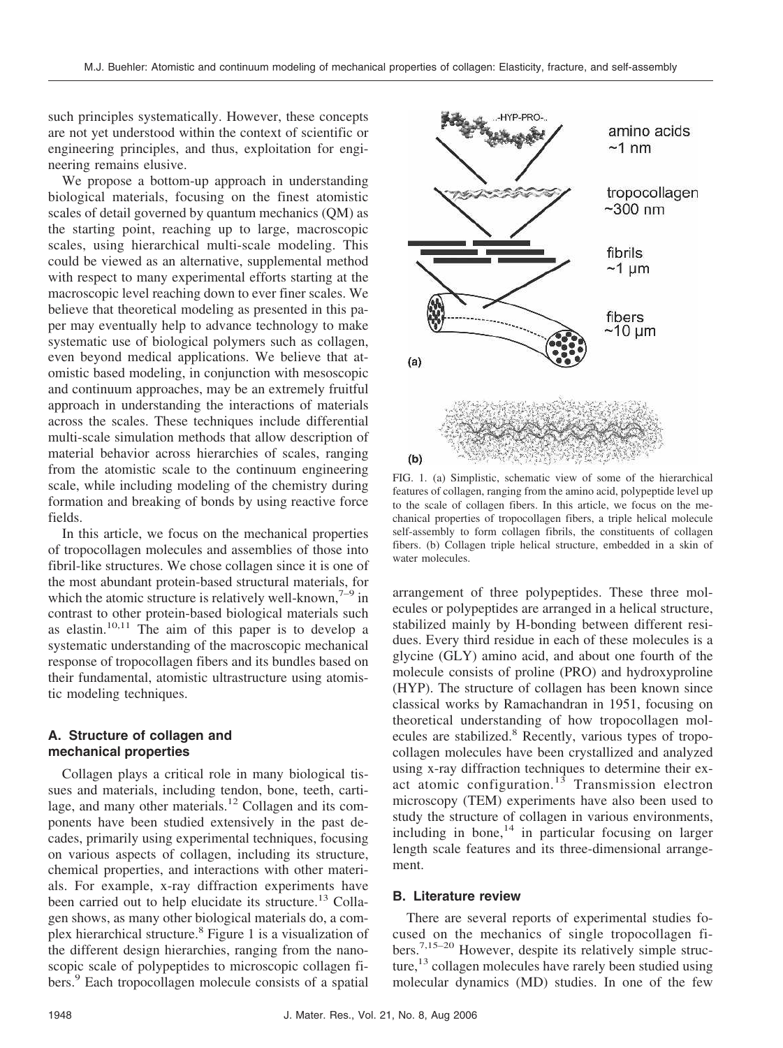such principles systematically. However, these concepts are not yet understood within the context of scientific or engineering principles, and thus, exploitation for engineering remains elusive.

We propose a bottom-up approach in understanding biological materials, focusing on the finest atomistic scales of detail governed by quantum mechanics (QM) as the starting point, reaching up to large, macroscopic scales, using hierarchical multi-scale modeling. This could be viewed as an alternative, supplemental method with respect to many experimental efforts starting at the macroscopic level reaching down to ever finer scales. We believe that theoretical modeling as presented in this paper may eventually help to advance technology to make systematic use of biological polymers such as collagen, even beyond medical applications. We believe that atomistic based modeling, in conjunction with mesoscopic and continuum approaches, may be an extremely fruitful approach in understanding the interactions of materials across the scales. These techniques include differential multi-scale simulation methods that allow description of material behavior across hierarchies of scales, ranging from the atomistic scale to the continuum engineering scale, while including modeling of the chemistry during formation and breaking of bonds by using reactive force fields.

In this article, we focus on the mechanical properties of tropocollagen molecules and assemblies of those into fibril-like structures. We chose collagen since it is one of the most abundant protein-based structural materials, for which the atomic structure is relatively well-known,[7–9] in contrast to other protein-based biological materials such as elastin.[10,11] The aim of this paper is to develop a systematic understanding of the macroscopic mechanical response of tropocollagen fibers and its bundles based on their fundamental, atomistic ultrastructure using atomistic modeling techniques.

### A. Structure of collagen and mechanical properties

Collagen plays a critical role in many biological tissues and materials, including tendon, bone, teeth, cartilage, and many other materials.[12] Collagen and its components have been studied extensively in the past decades, primarily using experimental techniques, focusing on various aspects of collagen, including its structure, chemical properties, and interactions with other materials. For example, x-ray diffraction experiments have been carried out to help elucidate its structure.[13] Collagen shows, as many other biological materials do, a complex hierarchical structure.[8] Figure 1 is a visualization of the different design hierarchies, ranging from the nanoscopic scale of polypeptides to microscopic collagen fibers.[9] Each tropocollagen molecule consists of a spatial arrangement of three polypeptides. These three molecules or polypeptides are arranged in a helical structure, stabilized mainly by H-bonding between different residues. Every third residue in each of these molecules is a glycine (GLY) amino acid, and about one fourth of the molecule consists of proline (PRO) and hydroxyproline (HYP). The structure of collagen has been known since classical works by Ramachandran in 1951, focusing on theoretical understanding of how tropocollagen molecules are stabilized.[8] Recently, various types of tropocollagen molecules have been crystallized and analyzed using x-ray diffraction techniques to determine their exact atomic configuration.[13] Transmission electron microscopy (TEM) experiments have also been used to study the structure of collagen in various environments, including in bone,[14] in particular focusing on larger length scale features and its three-dimensional arrangement.

FIG. 1. (a) Simplistic, schematic view of some of the hierarchical features of collagen, ranging from the amino acid, polypeptide level up to the scale of collagen fibers. In this article, we focus on the mechanical properties of tropocollagen fibers, a triple helical molecule self-assembly to form collagen fibrils, the constituents of collagen fibers. (b) Collagen triple helical structure, embedded in a skin of water molecules.

### B. Literature review

There are several reports of experimental studies focused on the mechanics of single tropocollagen fibers.[7,15–20] However, despite its relatively simple structure,[13] collagen molecules have rarely been studied using molecular dynamics (MD) studies. In one of the few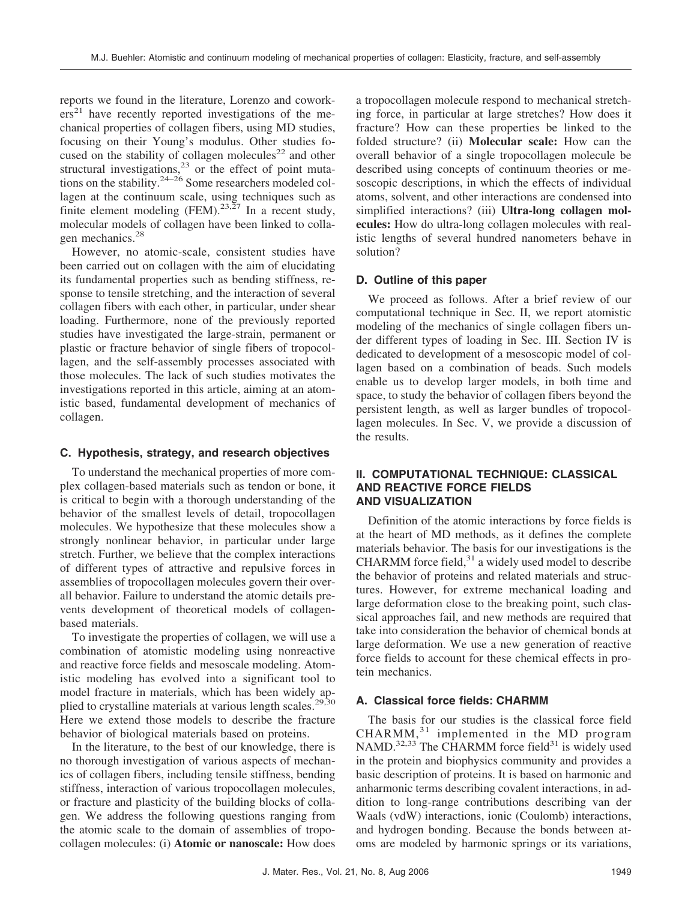reports we found in the literature, Lorenzo and coworkers[21] have recently reported investigations of the mechanical properties of collagen fibers, using MD studies, focusing on their Young's modulus. Other studies focused on the stability of collagen molecules[22] and other structural investigations,[23] or the effect of point mutations on the stability.[24–26] Some researchers modeled collagen at the continuum scale, using techniques such as finite element modeling (FEM).[23,27] In a recent study, molecular models of collagen have been linked to collagen mechanics.[28]

However, no atomic-scale, consistent studies have been carried out on collagen with the aim of elucidating its fundamental properties such as bending stiffness, response to tensile stretching, and the interaction of several collagen fibers with each other, in particular, under shear loading. Furthermore, none of the previously reported studies have investigated the large-strain, permanent or plastic or fracture behavior of single fibers of tropocollagen, and the self-assembly processes associated with those molecules. The lack of such studies motivates the investigations reported in this article, aiming at an atomistic based, fundamental development of mechanics of collagen.

### C. Hypothesis, strategy, and research objectives

To understand the mechanical properties of more complex collagen-based materials such as tendon or bone, it is critical to begin with a thorough understanding of the behavior of the smallest levels of detail, tropocollagen molecules. We hypothesize that these molecules show a strongly nonlinear behavior, in particular under large stretch. Further, we believe that the complex interactions of different types of attractive and repulsive forces in assemblies of tropocollagen molecules govern their overall behavior. Failure to understand the atomic details prevents development of theoretical models of collagen-based materials.

To investigate the properties of collagen, we will use a combination of atomistic modeling using nonreactive and reactive force fields and mesoscale modeling. Atomistic modeling has evolved into a significant tool to model fracture in materials, which has been widely applied to crystalline materials at various length scales.[29,30] Here we extend those models to describe the fracture behavior of biological materials based on proteins.

In the literature, to the best of our knowledge, there is no thorough investigation of various aspects of mechanics of collagen fibers, including tensile stiffness, bending stiffness, interaction of various tropocollagen molecules, or fracture and plasticity of the building blocks of collagen. We address the following questions ranging from the atomic scale to the domain of assemblies of tropocollagen molecules: (i) **Atomic or nanoscale:** How does a tropocollagen molecule respond to mechanical stretching force, in particular at large stretches? How does it fracture? How can these properties be linked to the folded structure? (ii) **Molecular scale:** How can the overall behavior of a single tropocollagen molecule be described using concepts of continuum theories or mesoscopic descriptions, in which the effects of individual atoms, solvent, and other interactions are condensed into simplified interactions? (iii) **Ultra-long collagen molecules:** How do ultra-long collagen molecules with realistic lengths of several hundred nanometers behave in solution?

### D. Outline of this paper

We proceed as follows. After a brief review of our computational technique in Sec. II, we report atomistic modeling of the mechanics of single collagen fibers under different types of loading in Sec. III. Section IV is dedicated to development of a mesoscopic model of collagen based on a combination of beads. Such models enable us to develop larger models, in both time and space, to study the behavior of collagen fibers beyond the persistent length, as well as larger bundles of tropocollagen molecules. In Sec. V, we provide a discussion of the results.

## II. COMPUTATIONAL TECHNIQUE: CLASSICAL AND REACTIVE FORCE FIELDS AND VISUALIZATION

Definition of the atomic interactions by force fields is at the heart of MD methods, as it defines the complete materials behavior. The basis for our investigations is the CHARMM force field,[31] a widely used model to describe the behavior of proteins and related materials and structures. However, for extreme mechanical loading and large deformation close to the breaking point, such classical approaches fail, and new methods are required that take into consideration the behavior of chemical bonds at large deformation. We use a new generation of reactive force fields to account for these chemical effects in protein mechanics.

### A. Classical force fields: CHARMM

The basis for our studies is the classical force field CHARMM,[31] implemented in the MD program NAMD.[32,33] The CHARMM force field[31] is widely used in the protein and biophysics community and provides a basic description of proteins. It is based on harmonic and anharmonic terms describing covalent interactions, in addition to long-range contributions describing van der Waals (vdW) interactions, ionic (Coulomb) interactions, and hydrogen bonding. Because the bonds between atoms are modeled by harmonic springs or its variations,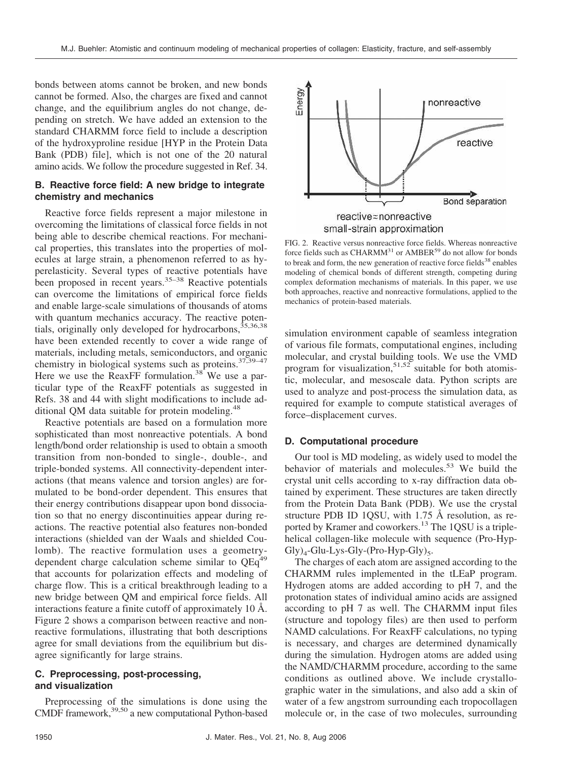bonds between atoms cannot be broken, and new bonds cannot be formed. Also, the charges are fixed and cannot change, and the equilibrium angles do not change, depending on stretch. We have added an extension to the standard CHARMM force field to include a description of the hydroxyproline residue [HYP in the Protein Data Bank (PDB) file], which is not one of the 20 natural amino acids. We follow the procedure suggested in Ref. 34.

### B. Reactive force field: A new bridge to integrate chemistry and mechanics

Reactive force fields represent a major milestone in overcoming the limitations of classical force fields in not being able to describe chemical reactions. For mechanical properties, this translates into the properties of molecules at large strain, a phenomenon referred to as hyperelasticity. Several types of reactive potentials have been proposed in recent years.[35–38] Reactive potentials can overcome the limitations of empirical force fields and enable large-scale simulations of thousands of atoms with quantum mechanics accuracy. The reactive potentials, originally only developed for hydrocarbons,[35,36,38] have been extended recently to cover a wide range of materials, including metals, semiconductors, and organic chemistry in biological systems such as proteins.[37,39–47] Here we use the ReaxFF formulation.[38] We use a particular type of the ReaxFF potentials as suggested in Refs. 38 and 44 with slight modifications to include additional QM data suitable for protein modeling.[48]

Reactive potentials are based on a formulation more sophisticated than most nonreactive potentials. A bond length/bond order relationship is used to obtain a smooth transition from non-bonded to single-, double-, and triple-bonded systems. All connectivity-dependent interactions (that means valence and torsion angles) are formulated to be bond-order dependent. This ensures that their energy contributions disappear upon bond dissociation so that no energy discontinuities appear during reactions. The reactive potential also features non-bonded interactions (shielded van der Waals and shielded Coulomb). The reactive formulation uses a geometry-dependent charge calculation scheme similar to QEq[49] that accounts for polarization effects and modeling of charge flow. This is a critical breakthrough leading to a new bridge between QM and empirical force fields. All interactions feature a finite cutoff of approximately 10 Å. Figure 2 shows a comparison between reactive and nonreactive formulations, illustrating that both descriptions agree for small deviations from the equilibrium but disagree significantly for large strains.

FIG. 2. Reactive versus nonreactive force fields. Whereas nonreactive force fields such as CHARMM[31] or AMBER[59] do not allow for bonds to break and form, the new generation of reactive force fields[38] enables modeling of chemical bonds of different strength, competing during complex deformation mechanisms of materials. In this paper, we use both approaches, reactive and nonreactive formulations, applied to the mechanics of protein-based materials.

### C. Preprocessing, post-processing, and visualization

Preprocessing of the simulations is done using the CMDF framework,[39,50] a new computational Python-based simulation environment capable of seamless integration of various file formats, computational engines, including molecular, and crystal building tools. We use the VMD program for visualization,[51,52] suitable for both atomistic, molecular, and mesoscale data. Python scripts are used to analyze and post-process the simulation data, as required for example to compute statistical averages of force–displacement curves.

### D. Computational procedure

Our tool is MD modeling, as widely used to model the behavior of materials and molecules.[53] We build the crystal unit cells according to x-ray diffraction data obtained by experiment. These structures are taken directly from the Protein Data Bank (PDB). We use the crystal structure PDB ID 1QSU, with 1.75 Å resolution, as reported by Kramer and coworkers.[13] The 1QSU is a triple-helical collagen-like molecule with sequence (Pro-Hyp-Gly)$_4$-Glu-Lys-Gly-(Pro-Hyp-Gly)$_5$.

The charges of each atom are assigned according to the CHARMM rules implemented in the tLEaP program. Hydrogen atoms are added according to pH 7, and the protonation states of individual amino acids are assigned according to pH 7 as well. The CHARMM input files (structure and topology files) are then used to perform NAMD calculations. For ReaxFF calculations, no typing is necessary, and charges are determined dynamically during the simulation. Hydrogen atoms are added using the NAMD/CHARMM procedure, according to the same conditions as outlined above. We include crystallographic water in the simulations, and also add a skin of water of a few angstrom surrounding each tropocollagen molecule or, in the case of two molecules, surrounding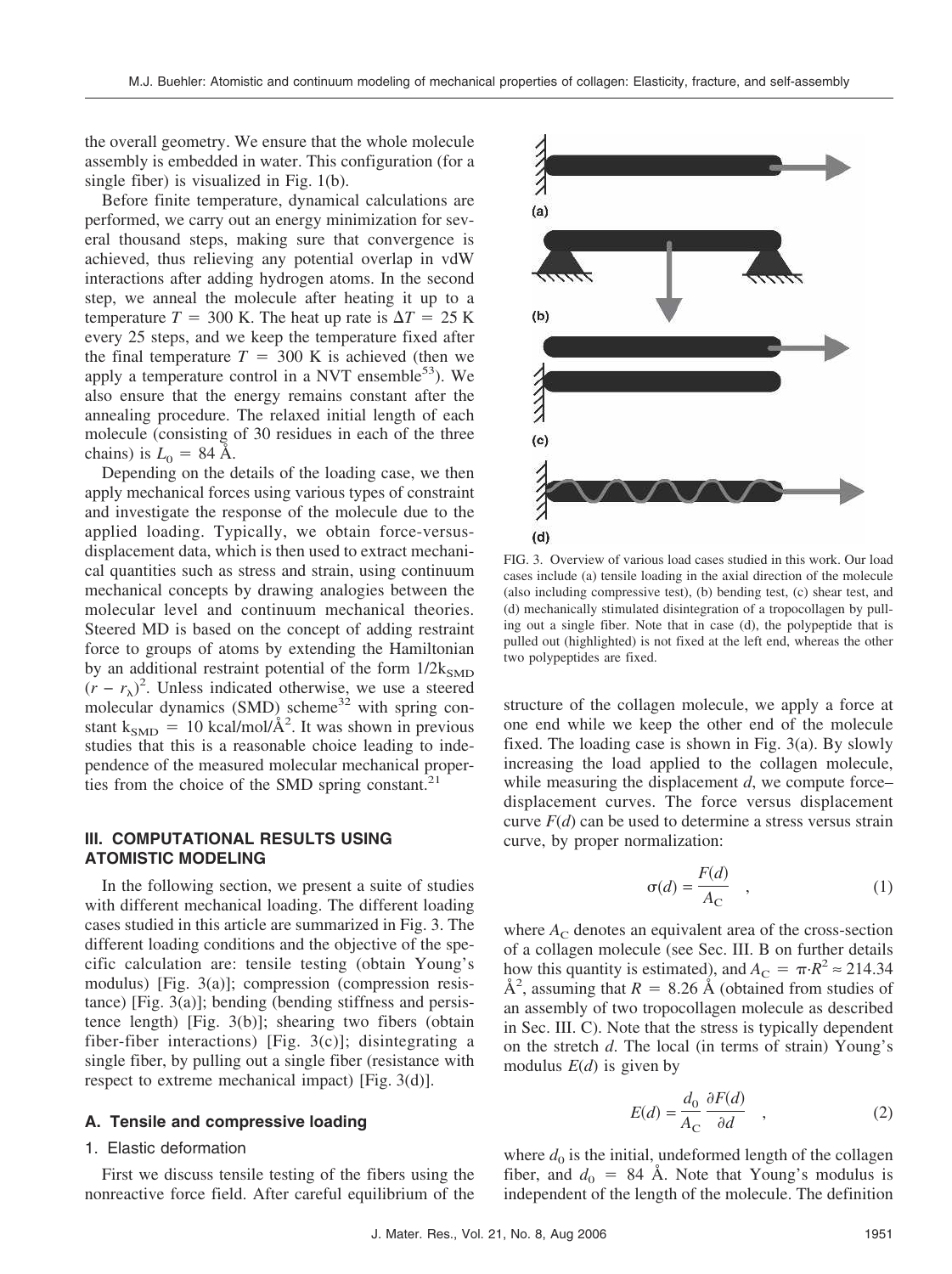the overall geometry. We ensure that the whole molecule assembly is embedded in water. This configuration (for a single fiber) is visualized in Fig. 1(b).

Before finite temperature, dynamical calculations are performed, we carry out an energy minimization for several thousand steps, making sure that convergence is achieved, thus relieving any potential overlap in vdW interactions after adding hydrogen atoms. In the second step, we anneal the molecule after heating it up to a temperature $T = 300$ K. The heat up rate is $\Delta T = 25$ K every 25 steps, and we keep the temperature fixed after the final temperature $T = 300$ K is achieved (then we apply a temperature control in a NVT ensemble[53]). We also ensure that the energy remains constant after the annealing procedure. The relaxed initial length of each molecule (consisting of 30 residues in each of the three chains) is $L_0 = 84$ Å.

Depending on the details of the loading case, we then apply mechanical forces using various types of constraint and investigate the response of the molecule due to the applied loading. Typically, we obtain force-versus-displacement data, which is then used to extract mechanical quantities such as stress and strain, using continuum mechanical concepts by drawing analogies between the molecular level and continuum mechanical theories. Steered MD is based on the concept of adding restraint force to groups of atoms by extending the Hamiltonian by an additional restraint potential of the form $1/2k_{\mathrm{SMD}}(r - r_\lambda)^2$. Unless indicated otherwise, we use a steered molecular dynamics (SMD) scheme[32] with spring constant $k_{\mathrm{SMD}} = 10$ kcal/mol/Å$^2$. It was shown in previous studies that this is a reasonable choice leading to independence of the measured molecular mechanical properties from the choice of the SMD spring constant.[21]

FIG. 3. Overview of various load cases studied in this work. Our load cases include (a) tensile loading in the axial direction of the molecule (also including compressive test), (b) bending test, (c) shear test, and (d) mechanically stimulated disintegration of a tropocollagen by pulling out a single fiber. Note that in case (d), the polypeptide that is pulled out (highlighted) is not fixed at the left end, whereas the other two polypeptides are fixed.

## III. COMPUTATIONAL RESULTS USING ATOMISTIC MODELING

In the following section, we present a suite of studies with different mechanical loading. The different loading cases studied in this article are summarized in Fig. 3. The different loading conditions and the objective of the specific calculation are: tensile testing (obtain Young's modulus) [Fig. 3(a)]; compression (compression resistance) [Fig. 3(a)]; bending (bending stiffness and persistence length) [Fig. 3(b)]; shearing two fibers (obtain fiber-fiber interactions) [Fig. 3(c)]; disintegrating a single fiber, by pulling out a single fiber (resistance with respect to extreme mechanical impact) [Fig. 3(d)].

### A. Tensile and compressive loading

#### 1. Elastic deformation

First we discuss tensile testing of the fibers using the nonreactive force field. After careful equilibrium of the structure of the collagen molecule, we apply a force at one end while we keep the other end of the molecule fixed. The loading case is shown in Fig. 3(a). By slowly increasing the load applied to the collagen molecule, while measuring the displacement $d$, we compute force–displacement curves. The force versus displacement curve $F(d)$ can be used to determine a stress versus strain curve, by proper normalization:

$$\sigma(d) = \frac{F(d)}{A_C} \quad , \tag{1}$$

where $A_C$ denotes an equivalent area of the cross-section of a collagen molecule (see Sec. III. B on further details how this quantity is estimated), and $A_C = \pi \cdot R^2 \approx 214.34$ Å$^2$, assuming that $R = 8.26$ Å (obtained from studies of an assembly of two tropocollagen molecule as described in Sec. III. C). Note that the stress is typically dependent on the stretch $d$. The local (in terms of strain) Young's modulus $E(d)$ is given by

$$E(d) = \frac{d_0}{A_C} \frac{\partial F(d)}{\partial d} \quad , \tag{2}$$

where $d_0$ is the initial, undeformed length of the collagen fiber, and $d_0 = 84$ Å. Note that Young's modulus is independent of the length of the molecule. The definition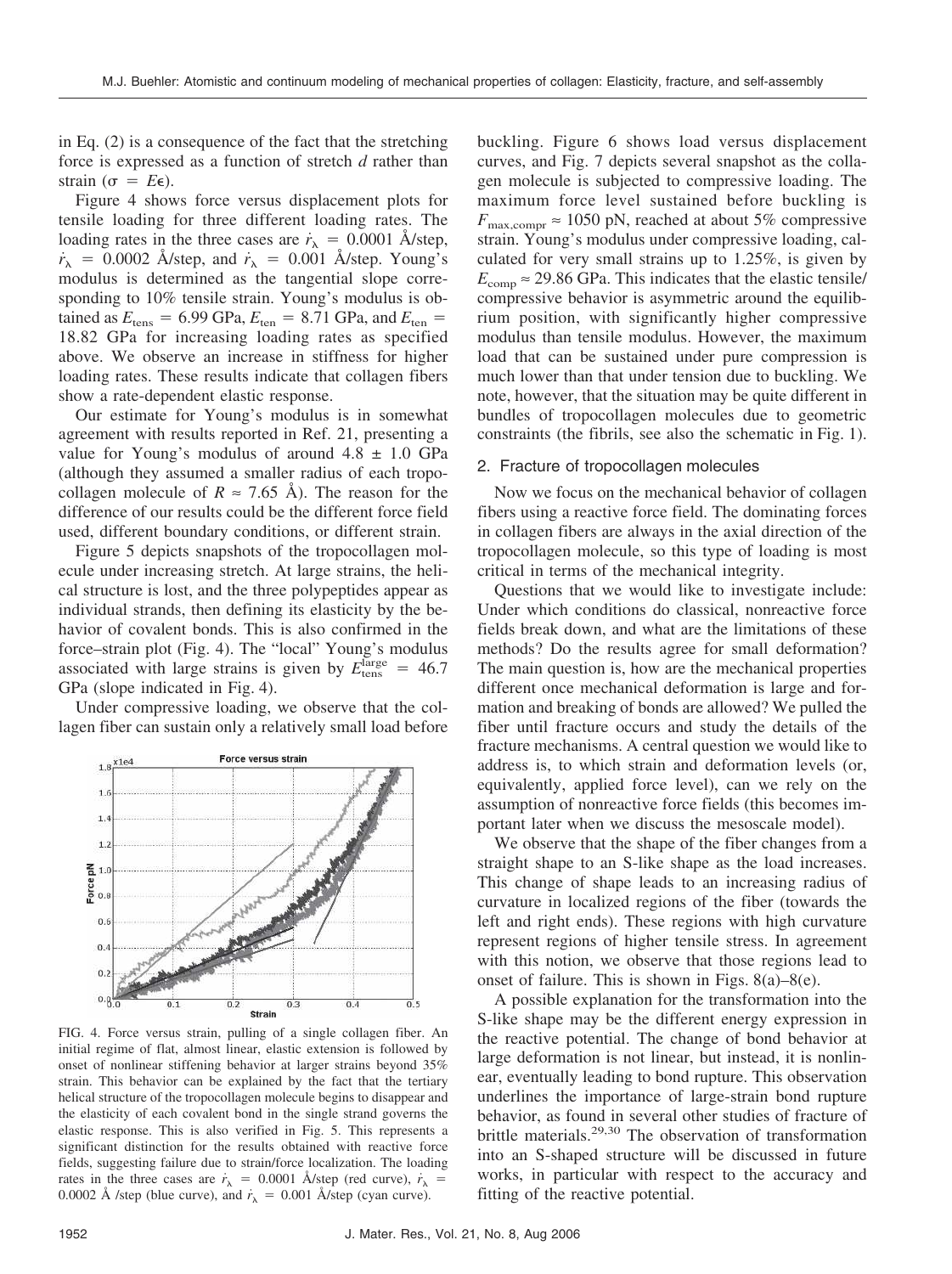in Eq. (2) is a consequence of the fact that the stretching force is expressed as a function of stretch $d$ rather than strain ($\sigma = E\epsilon$).

Figure 4 shows force versus displacement plots for tensile loading for three different loading rates. The loading rates in the three cases are $\dot{r}_\lambda = 0.0001$ Å/step, $\dot{r}_\lambda = 0.0002$ Å/step, and $\dot{r}_\lambda = 0.001$ Å/step. Young's modulus is determined as the tangential slope corresponding to 10% tensile strain. Young's modulus is obtained as $E_{tens} = 6.99$ GPa, $E_{ten} = 8.71$ GPa, and $E_{ten} = 18.82$ GPa for increasing loading rates as specified above. We observe an increase in stiffness for higher loading rates. These results indicate that collagen fibers show a rate-dependent elastic response.

Our estimate for Young's modulus is in somewhat agreement with results reported in Ref. 21, presenting a value for Young's modulus of around $4.8 \pm 1.0$ GPa (although they assumed a smaller radius of each tropocollagen molecule of $R \approx 7.65$ Å). The reason for the difference of our results could be the different force field used, different boundary conditions, or different strain.

Figure 5 depicts snapshots of the tropocollagen molecule under increasing stretch. At large strains, the helical structure is lost, and the three polypeptides appear as individual strands, then defining its elasticity by the behavior of covalent bonds. This is also confirmed in the force–strain plot (Fig. 4). The "local" Young's modulus associated with large strains is given by $E_{tens}^{large} = 46.7$ GPa (slope indicated in Fig. 4).

Under compressive loading, we observe that the collagen fiber can sustain only a relatively small load before

FIG. 4. Force versus strain, pulling of a single collagen fiber. An initial regime of flat, almost linear, elastic extension is followed by onset of nonlinear stiffening behavior at larger strains beyond 35% strain. This behavior can be explained by the fact that the tertiary helical structure of the tropocollagen molecule begins to disappear and the elasticity of each covalent bond in the single strand governs the elastic response. This is also verified in Fig. 5. This represents a significant distinction for the results obtained with reactive force fields, suggesting failure due to strain/force localization. The loading rates in the three cases are $\dot{r}_\lambda = 0.0001$ Å/step (red curve), $\dot{r}_\lambda = 0.0002$ Å /step (blue curve), and $\dot{r}_\lambda = 0.001$ Å/step (cyan curve).

buckling. Figure 6 shows load versus displacement curves, and Fig. 7 depicts several snapshot as the collagen molecule is subjected to compressive loading. The maximum force level sustained before buckling is $F_{max,compr} \approx 1050$ pN, reached at about 5% compressive strain. Young's modulus under compressive loading, calculated for very small strains up to 1.25%, is given by $E_{comp} \approx 29.86$ GPa. This indicates that the elastic tensile/compressive behavior is asymmetric around the equilibrium position, with significantly higher compressive modulus than tensile modulus. However, the maximum load that can be sustained under pure compression is much lower than that under tension due to buckling. We note, however, that the situation may be quite different in bundles of tropocollagen molecules due to geometric constraints (the fibrils, see also the schematic in Fig. 1).

### 2. Fracture of tropocollagen molecules

Now we focus on the mechanical behavior of collagen fibers using a reactive force field. The dominating forces in collagen fibers are always in the axial direction of the tropocollagen molecule, so this type of loading is most critical in terms of the mechanical integrity.

Questions that we would like to investigate include: Under which conditions do classical, nonreactive force fields break down, and what are the limitations of these methods? Do the results agree for small deformation? The main question is, how are the mechanical properties different once mechanical deformation is large and formation and breaking of bonds are allowed? We pulled the fiber until fracture occurs and study the details of the fracture mechanisms. A central question we would like to address is, to which strain and deformation levels (or, equivalently, applied force level), can we rely on the assumption of nonreactive force fields (this becomes important later when we discuss the mesoscale model).

We observe that the shape of the fiber changes from a straight shape to an S-like shape as the load increases. This change of shape leads to an increasing radius of curvature in localized regions of the fiber (towards the left and right ends). These regions with high curvature represent regions of higher tensile stress. In agreement with this notion, we observe that those regions lead to onset of failure. This is shown in Figs. 8(a)–8(e).

A possible explanation for the transformation into the S-like shape may be the different energy expression in the reactive potential. The change of bond behavior at large deformation is not linear, but instead, it is nonlinear, eventually leading to bond rupture. This observation underlines the importance of large-strain bond rupture behavior, as found in several other studies of fracture of brittle materials.[29,30] The observation of transformation into an S-shaped structure will be discussed in future works, in particular with respect to the accuracy and fitting of the reactive potential.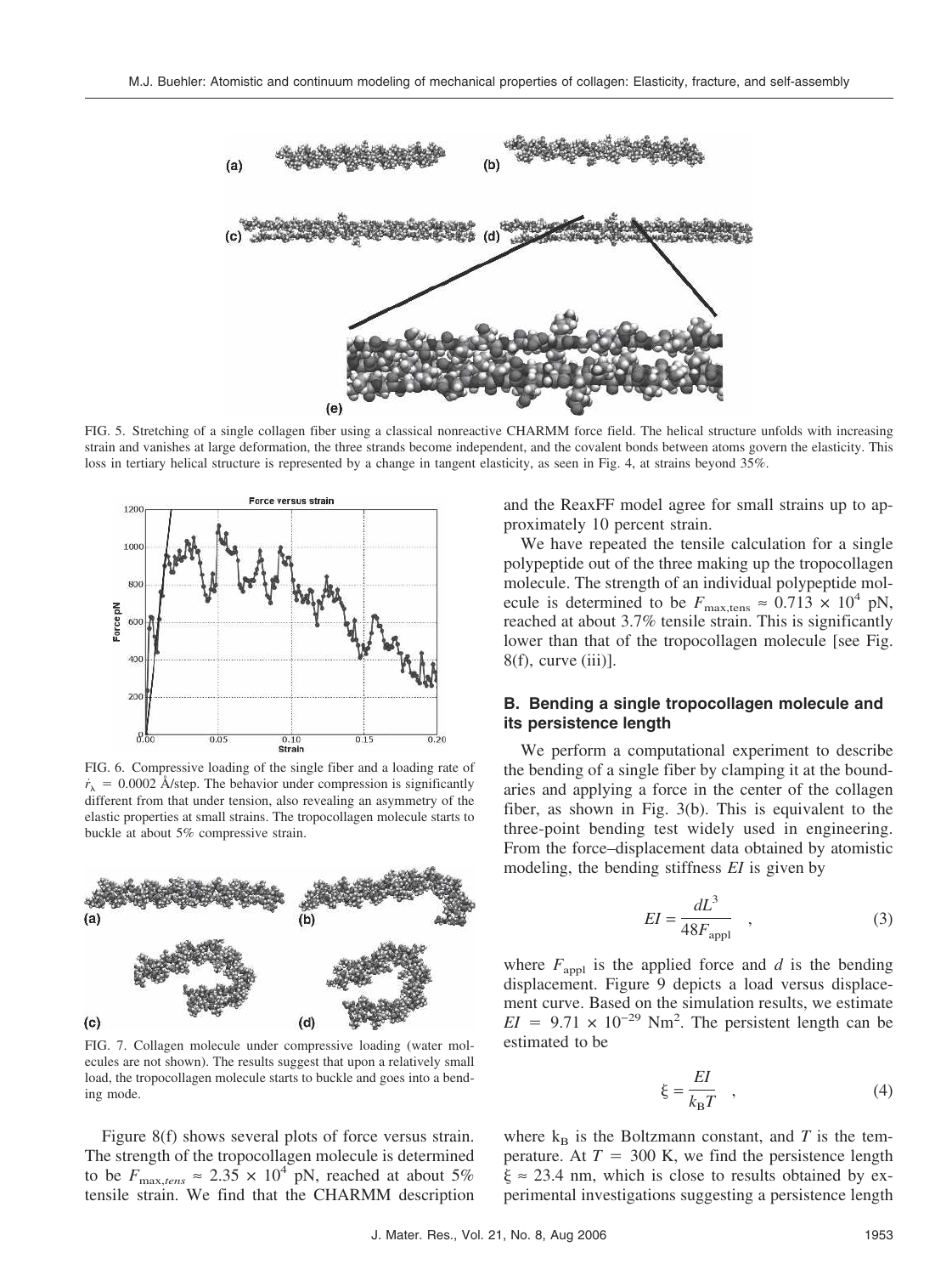FIG. 5. Stretching of a single collagen fiber using a classical nonreactive CHARMM force field. The helical structure unfolds with increasing strain and vanishes at large deformation, the three strands become independent, and the covalent bonds between atoms govern the elasticity. This loss in tertiary helical structure is represented by a change in tangent elasticity, as seen in Fig. 4, at strains beyond 35%.

FIG. 6. Compressive loading of the single fiber and a loading rate of $\dot{r}_\lambda = 0.0002$ Å/step. The behavior under compression is significantly different from that under tension, also revealing an asymmetry of the elastic properties at small strains. The tropocollagen molecule starts to buckle at about 5% compressive strain.

FIG. 7. Collagen molecule under compressive loading (water molecules are not shown). The results suggest that upon a relatively small load, the tropocollagen molecule starts to buckle and goes into a bending mode.

Figure 8(f) shows several plots of force versus strain. The strength of the tropocollagen molecule is determined to be $F_{\max,tens} \approx 2.35 \times 10^4$ pN, reached at about 5% tensile strain. We find that the CHARMM description and the ReaxFF model agree for small strains up to approximately 10 percent strain.

We have repeated the tensile calculation for a single polypeptide out of the three making up the tropocollagen molecule. The strength of an individual polypeptide molecule is determined to be $F_{\max,\text{tens}} \approx 0.713 \times 10^4$ pN, reached at about 3.7% tensile strain. This is significantly lower than that of the tropocollagen molecule [see Fig. 8(f), curve (iii)].

### B. Bending a single tropocollagen molecule and its persistence length

We perform a computational experiment to describe the bending of a single fiber by clamping it at the boundaries and applying a force in the center of the collagen fiber, as shown in Fig. 3(b). This is equivalent to the three-point bending test widely used in engineering. From the force–displacement data obtained by atomistic modeling, the bending stiffness *EI* is given by

$$EI = \frac{dL^3}{48F_{\text{appl}}} \quad , \tag{3}$$

where $F_{\text{appl}}$ is the applied force and $d$ is the bending displacement. Figure 9 depicts a load versus displacement curve. Based on the simulation results, we estimate $EI = 9.71 \times 10^{-29}$ Nm$^2$. The persistent length can be estimated to be

$$\xi = \frac{EI}{k_B T} \quad , \tag{4}$$

where $k_B$ is the Boltzmann constant, and $T$ is the temperature. At $T = 300$ K, we find the persistence length $\xi \approx 23.4$ nm, which is close to results obtained by experimental investigations suggesting a persistence length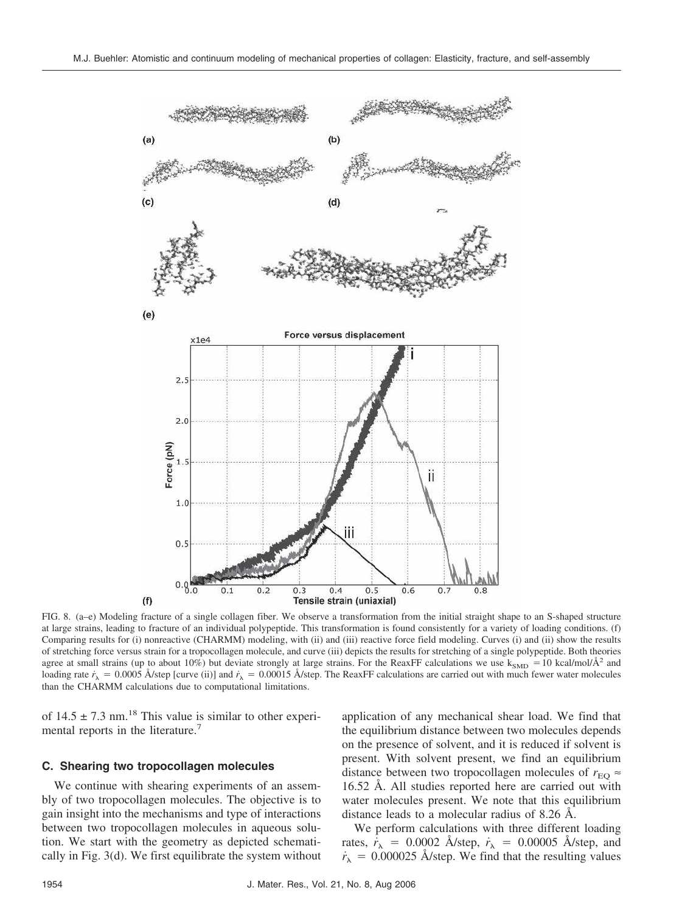FIG. 8. (a–e) Modeling fracture of a single collagen fiber. We observe a transformation from the initial straight shape to an S-shaped structure at large strains, leading to fracture of an individual polypeptide. This transformation is found consistently for a variety of loading conditions. (f) Comparing results for (i) nonreactive (CHARMM) modeling, with (ii) and (iii) reactive force field modeling. Curves (i) and (ii) show the results of stretching force versus strain for a tropocollagen molecule, and curve (iii) depicts the results for stretching of a single polypeptide. Both theories agree at small strains (up to about 10%) but deviate strongly at large strains. For the ReaxFF calculations we use $k_{SMD} = 10$ kcal/mol/Å$^2$ and loading rate $\dot{r}_\lambda = 0.0005$ Å/step [curve (ii)] and $\dot{r}_\lambda = 0.00015$ Å/step. The ReaxFF calculations are carried out with much fewer water molecules than the CHARMM calculations due to computational limitations.

of $14.5 \pm 7.3$ nm.[18] This value is similar to other experimental reports in the literature.[7]

### C. Shearing two tropocollagen molecules

We continue with shearing experiments of an assembly of two tropocollagen molecules. The objective is to gain insight into the mechanisms and type of interactions between two tropocollagen molecules in aqueous solution. We start with the geometry as depicted schematically in Fig. 3(d). We first equilibrate the system without application of any mechanical shear load. We find that the equilibrium distance between two molecules depends on the presence of solvent, and it is reduced if solvent is present. With solvent present, we find an equilibrium distance between two tropocollagen molecules of $r_{EQ} \approx 16.52$ Å. All studies reported here are carried out with water molecules present. We note that this equilibrium distance leads to a molecular radius of 8.26 Å.

We perform calculations with three different loading rates, $\dot{r}_\lambda = 0.0002$ Å/step, $\dot{r}_\lambda = 0.00005$ Å/step, and $\dot{r}_\lambda = 0.000025$ Å/step. We find that the resulting values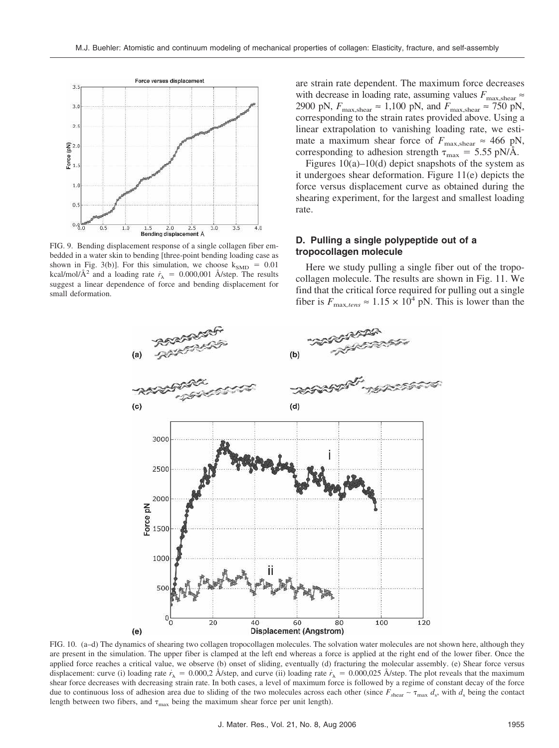FIG. 9. Bending displacement response of a single collagen fiber embedded in a water skin to bending [three-point bending loading case as shown in Fig. 3(b)]. For this simulation, we choose $k_{SMD}$ = 0.01 kcal/mol/Å$^2$ and a loading rate $\dot{r}_\lambda$ = 0.000,001 Å/step. The results suggest a linear dependence of force and bending displacement for small deformation.

are strain rate dependent. The maximum force decreases with decrease in loading rate, assuming values $F_{\max,\text{shear}} \approx$ 2900 pN, $F_{\max,\text{shear}} \approx$ 1,100 pN, and $F_{\max,\text{shear}} \approx$ 750 pN, corresponding to the strain rates provided above. Using a linear extrapolation to vanishing loading rate, we estimate a maximum shear force of $F_{\max,\text{shear}} \approx$ 466 pN, corresponding to adhesion strength $\tau_{\max}$ = 5.55 pN/Å.

Figures 10(a)–10(d) depict snapshots of the system as it undergoes shear deformation. Figure 11(e) depicts the force versus displacement curve as obtained during the shearing experiment, for the largest and smallest loading rate.

### D. Pulling a single polypeptide out of a tropocollagen molecule

Here we study pulling a single fiber out of the tropocollagen molecule. The results are shown in Fig. 11. We find that the critical force required for pulling out a single fiber is $F_{\max,tens} \approx 1.15 \times 10^4$ pN. This is lower than the

FIG. 10. (a–d) The dynamics of shearing two collagen tropocollagen molecules. The solvation water molecules are not shown here, although they are present in the simulation. The upper fiber is clamped at the left end whereas a force is applied at the right end of the lower fiber. Once the applied force reaches a critical value, we observe (b) onset of sliding, eventually (d) fracturing the molecular assembly. (e) Shear force versus displacement: curve (i) loading rate $\dot{r}_\lambda$ = 0.000,2 Å/step, and curve (ii) loading rate $\dot{r}_\lambda$ = 0.000,025 Å/step. The plot reveals that the maximum shear force decreases with decreasing strain rate. In both cases, a level of maximum force is followed by a regime of constant decay of the force due to continuous loss of adhesion area due to sliding of the two molecules across each other (since $F_{\text{shear}} \sim \tau_{\max}\, d_s$, with $d_s$ being the contact length between two fibers, and $\tau_{\max}$ being the maximum shear force per unit length).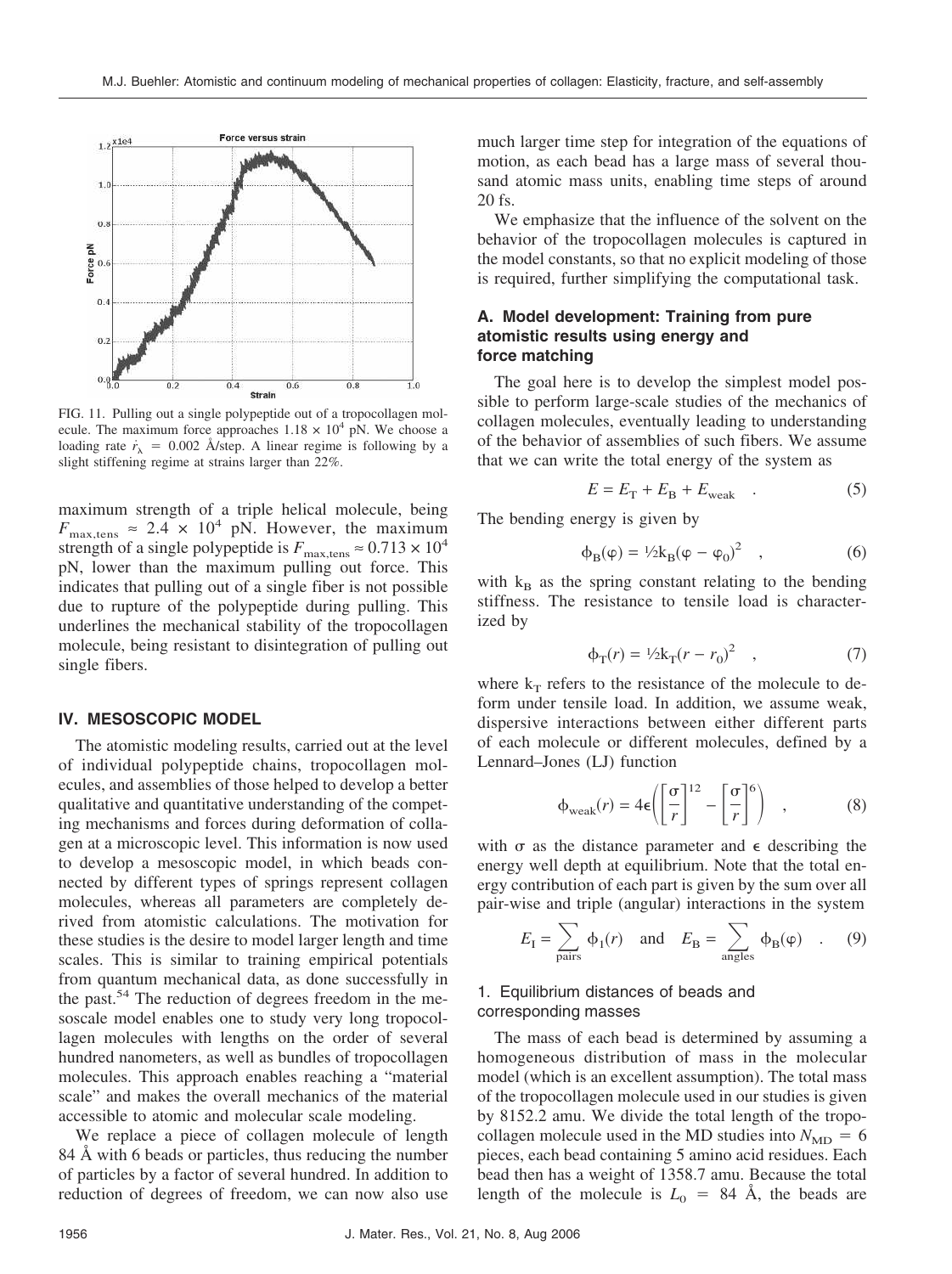FIG. 11. Pulling out a single polypeptide out of a tropocollagen molecule. The maximum force approaches $1.18 \times 10^4$ pN. We choose a loading rate $\dot{r}_\lambda = 0.002$ Å/step. A linear regime is following by a slight stiffening regime at strains larger than 22%.

maximum strength of a triple helical molecule, being $F_{\max,\text{tens}} \approx 2.4 \times 10^4$ pN. However, the maximum strength of a single polypeptide is $F_{\max,\text{tens}} \approx 0.713 \times 10^4$ pN, lower than the maximum pulling out force. This indicates that pulling out of a single fiber is not possible due to rupture of the polypeptide during pulling. This underlines the mechanical stability of the tropocollagen molecule, being resistant to disintegration of pulling out single fibers.

## IV. MESOSCOPIC MODEL

The atomistic modeling results, carried out at the level of individual polypeptide chains, tropocollagen molecules, and assemblies of those helped to develop a better qualitative and quantitative understanding of the competing mechanisms and forces during deformation of collagen at a microscopic level. This information is now used to develop a mesoscopic model, in which beads connected by different types of springs represent collagen molecules, whereas all parameters are completely derived from atomistic calculations. The motivation for these studies is the desire to model larger length and time scales. This is similar to training empirical potentials from quantum mechanical data, as done successfully in the past.[54] The reduction of degrees freedom in the mesoscale model enables one to study very long tropocollagen molecules with lengths on the order of several hundred nanometers, as well as bundles of tropocollagen molecules. This approach enables reaching a "material scale" and makes the overall mechanics of the material accessible to atomic and molecular scale modeling.

We replace a piece of collagen molecule of length 84 Å with 6 beads or particles, thus reducing the number of particles by a factor of several hundred. In addition to reduction of degrees of freedom, we can now also use much larger time step for integration of the equations of motion, as each bead has a large mass of several thousand atomic mass units, enabling time steps of around 20 fs.

We emphasize that the influence of the solvent on the behavior of the tropocollagen molecules is captured in the model constants, so that no explicit modeling of those is required, further simplifying the computational task.

### A. Model development: Training from pure atomistic results using energy and force matching

The goal here is to develop the simplest model possible to perform large-scale studies of the mechanics of collagen molecules, eventually leading to understanding of the behavior of assemblies of such fibers. We assume that we can write the total energy of the system as

$$E = E_\text{T} + E_\text{B} + E_\text{weak} \quad . \tag{5}$$

The bending energy is given by

$$\phi_\text{B}(\varphi) = \tfrac{1}{2}k_\text{B}(\varphi - \varphi_0)^2 \quad , \tag{6}$$

with $k_\text{B}$ as the spring constant relating to the bending stiffness. The resistance to tensile load is characterized by

$$\phi_\text{T}(r) = \tfrac{1}{2}k_\text{T}(r - r_0)^2 \quad , \tag{7}$$

where $k_\text{T}$ refers to the resistance of the molecule to deform under tensile load. In addition, we assume weak, dispersive interactions between either different parts of each molecule or different molecules, defined by a Lennard–Jones (LJ) function

$$\phi_\text{weak}(r) = 4\epsilon\left(\left[\frac{\sigma}{r}\right]^{12} - \left[\frac{\sigma}{r}\right]^{6}\right) \quad , \tag{8}$$

with $\sigma$ as the distance parameter and $\epsilon$ describing the energy well depth at equilibrium. Note that the total energy contribution of each part is given by the sum over all pair-wise and triple (angular) interactions in the system

$$E_\text{I} = \sum_\text{pairs} \phi_\text{I}(r) \quad \text{and} \quad E_\text{B} = \sum_\text{angles} \phi_\text{B}(\varphi) \quad . \tag{9}$$

#### 1. Equilibrium distances of beads and corresponding masses

The mass of each bead is determined by assuming a homogeneous distribution of mass in the molecular model (which is an excellent assumption). The total mass of the tropocollagen molecule used in our studies is given by 8152.2 amu. We divide the total length of the tropocollagen molecule used in the MD studies into $N_\text{MD} = 6$ pieces, each bead containing 5 amino acid residues. Each bead then has a weight of 1358.7 amu. Because the total length of the molecule is $L_0 = 84$ Å, the beads are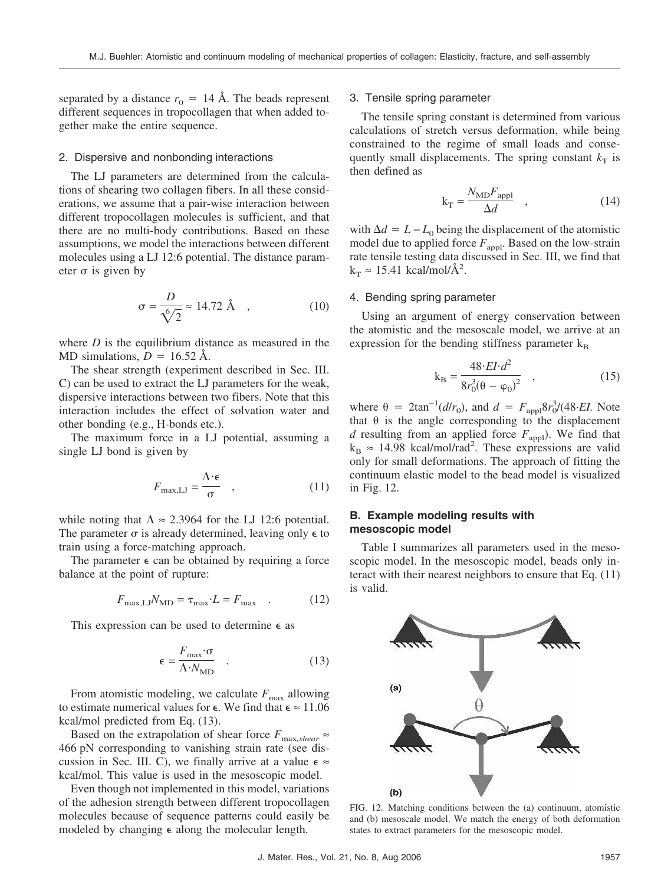separated by a distance $r_0 = 14$ Å. The beads represent different sequences in tropocollagen that when added together make the entire sequence.

### 2. Dispersive and nonbonding interactions

The LJ parameters are determined from the calculations of shearing two collagen fibers. In all these considerations, we assume that a pair-wise interaction between different tropocollagen molecules is sufficient, and that there are no multi-body contributions. Based on these assumptions, we model the interactions between different molecules using a LJ 12:6 potential. The distance parameter $\sigma$ is given by

$$\sigma = \frac{D}{\sqrt[6]{2}} \approx 14.72 \text{ Å} \quad , \tag{10}$$

where $D$ is the equilibrium distance as measured in the MD simulations, $D = 16.52$ Å.

The shear strength (experiment described in Sec. III. C) can be used to extract the LJ parameters for the weak, dispersive interactions between two fibers. Note that this interaction includes the effect of solvation water and other bonding (e.g., H-bonds etc.).

The maximum force in a LJ potential, assuming a single LJ bond is given by

$$F_{\max,\mathrm{LJ}} = \frac{\Lambda \cdot \epsilon}{\sigma} \quad , \tag{11}$$

while noting that $\Lambda \approx 2.3964$ for the LJ 12:6 potential. The parameter $\sigma$ is already determined, leaving only $\epsilon$ to train using a force-matching approach.

The parameter $\epsilon$ can be obtained by requiring a force balance at the point of rupture:

$$F_{\max,\mathrm{LJ}} N_{\mathrm{MD}} = \tau_{\max} \cdot L = F_{\max} \quad . \tag{12}$$

This expression can be used to determine $\epsilon$ as

$$\epsilon = \frac{F_{\max} \cdot \sigma}{\Lambda \cdot N_{\mathrm{MD}}} \quad . \tag{13}$$

From atomistic modeling, we calculate $F_{\max}$ allowing to estimate numerical values for $\epsilon$. We find that $\epsilon \approx 11.06$ kcal/mol predicted from Eq. (13).

Based on the extrapolation of shear force $F_{\max,shear} \approx 466$ pN corresponding to vanishing strain rate (see discussion in Sec. III. C), we finally arrive at a value $\epsilon \approx$ kcal/mol. This value is used in the mesoscopic model.

Even though not implemented in this model, variations of the adhesion strength between different tropocollagen molecules because of sequence patterns could easily be modeled by changing $\epsilon$ along the molecular length.

### 3. Tensile spring parameter

The tensile spring constant is determined from various calculations of stretch versus deformation, while being constrained to the regime of small loads and consequently small displacements. The spring constant $k_{\mathrm{T}}$ is then defined as

$$k_{\mathrm{T}} = \frac{N_{\mathrm{MD}} F_{\mathrm{appl}}}{\Delta d} \quad , \tag{14}$$

with $\Delta d = L - L_0$ being the displacement of the atomistic model due to applied force $F_{\mathrm{appl}}$. Based on the low-strain rate tensile testing data discussed in Sec. III, we find that $k_{\mathrm{T}} \approx 15.41$ kcal/mol/Å$^2$.

### 4. Bending spring parameter

Using an argument of energy conservation between the atomistic and the mesoscale model, we arrive at an expression for the bending stiffness parameter $k_{\mathrm{B}}$

$$k_{\mathrm{B}} = \frac{48 \cdot EI \cdot d^2}{8 r_0^3 (\theta - \varphi_0)^2} \quad , \tag{15}$$

where $\theta = 2\tan^{-1}(d/r_0)$, and $d = F_{\mathrm{appl}} 8 r_0^3/(48 \cdot EI$. Note that $\theta$ is the angle corresponding to the displacement $d$ resulting from an applied force $F_{\mathrm{appl}}$). We find that $k_{\mathrm{B}} \approx 14.98$ kcal/mol/rad$^2$. These expressions are valid only for small deformations. The approach of fitting the continuum elastic model to the bead model is visualized in Fig. 12.

## B. Example modeling results with mesoscopic model

Table I summarizes all parameters used in the mesoscopic model. In the mesoscopic model, beads only interact with their nearest neighbors to ensure that Eq. (11) is valid.

FIG. 12. Matching conditions between the (a) continuum, atomistic and (b) mesoscale model. We match the energy of both deformation states to extract parameters for the mesoscopic model.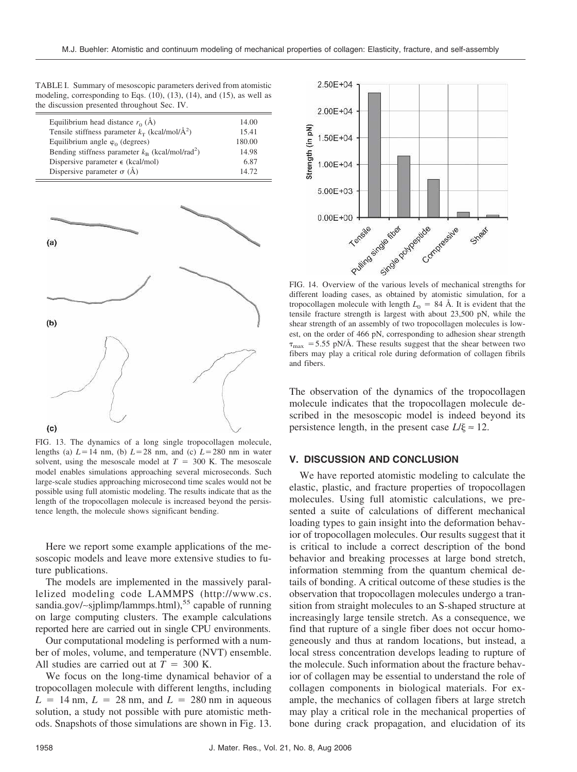TABLE I. Summary of mesoscopic parameters derived from atomistic modeling, corresponding to Eqs. (10), (13), (14), and (15), as well as the discussion presented throughout Sec. IV.

| Parameter | Value |
|---|---|
| Equilibrium head distance $r_0$ (Å) | 14.00 |
| Tensile stiffness parameter $k_T$ (kcal/mol/Å$^2$) | 15.41 |
| Equilibrium angle $\varphi_0$ (degrees) | 180.00 |
| Bending stiffness parameter $k_B$ (kcal/mol/rad$^2$) | 14.98 |
| Dispersive parameter $\epsilon$ (kcal/mol) | 6.87 |
| Dispersive parameter $\sigma$ (Å) | 14.72 |

FIG. 13. The dynamics of a long single tropocollagen molecule, lengths (a) $L = 14$ nm, (b) $L = 28$ nm, and (c) $L = 280$ nm in water solvent, using the mesoscale model at $T$ = 300 K. The mesoscale model enables simulations approaching several microseconds. Such large-scale studies approaching microsecond time scales would not be possible using full atomistic modeling. The results indicate that as the length of the tropocollagen molecule is increased beyond the persistence length, the molecule shows significant bending.

Here we report some example applications of the mesoscopic models and leave more extensive studies to future publications.

The models are implemented in the massively parallelized modeling code LAMMPS (http://www.cs.sandia.gov/~sjplimp/lammps.html),[55] capable of running on large computing clusters. The example calculations reported here are carried out in single CPU environments.

Our computational modeling is performed with a number of moles, volume, and temperature (NVT) ensemble. All studies are carried out at $T$ = 300 K.

We focus on the long-time dynamical behavior of a tropocollagen molecule with different lengths, including $L$ = 14 nm, $L$ = 28 nm, and $L$ = 280 nm in aqueous solution, a study not possible with pure atomistic methods. Snapshots of those simulations are shown in Fig. 13.

FIG. 14. Overview of the various levels of mechanical strengths for different loading cases, as obtained by atomistic simulation, for a tropocollagen molecule with length $L_0$ = 84 Å. It is evident that the tensile fracture strength is largest with about 23,500 pN, while the shear strength of an assembly of two tropocollagen molecules is lowest, on the order of 466 pN, corresponding to adhesion shear strength $\tau_{max}$ = 5.55 pN/Å. These results suggest that the shear between two fibers may play a critical role during deformation of collagen fibrils and fibers.

The observation of the dynamics of the tropocollagen molecule indicates that the tropocollagen molecule described in the mesoscopic model is indeed beyond its persistence length, in the present case $L/\xi \approx 12$.

## V. DISCUSSION AND CONCLUSION

We have reported atomistic modeling to calculate the elastic, plastic, and fracture properties of tropocollagen molecules. Using full atomistic calculations, we presented a suite of calculations of different mechanical loading types to gain insight into the deformation behavior of tropocollagen molecules. Our results suggest that it is critical to include a correct description of the bond behavior and breaking processes at large bond stretch, information stemming from the quantum chemical details of bonding. A critical outcome of these studies is the observation that tropocollagen molecules undergo a transition from straight molecules to an S-shaped structure at increasingly large tensile stretch. As a consequence, we find that rupture of a single fiber does not occur homogeneously and thus at random locations, but instead, a local stress concentration develops leading to rupture of the molecule. Such information about the fracture behavior of collagen may be essential to understand the role of collagen components in biological materials. For example, the mechanics of collagen fibers at large stretch may play a critical role in the mechanical properties of bone during crack propagation, and elucidation of its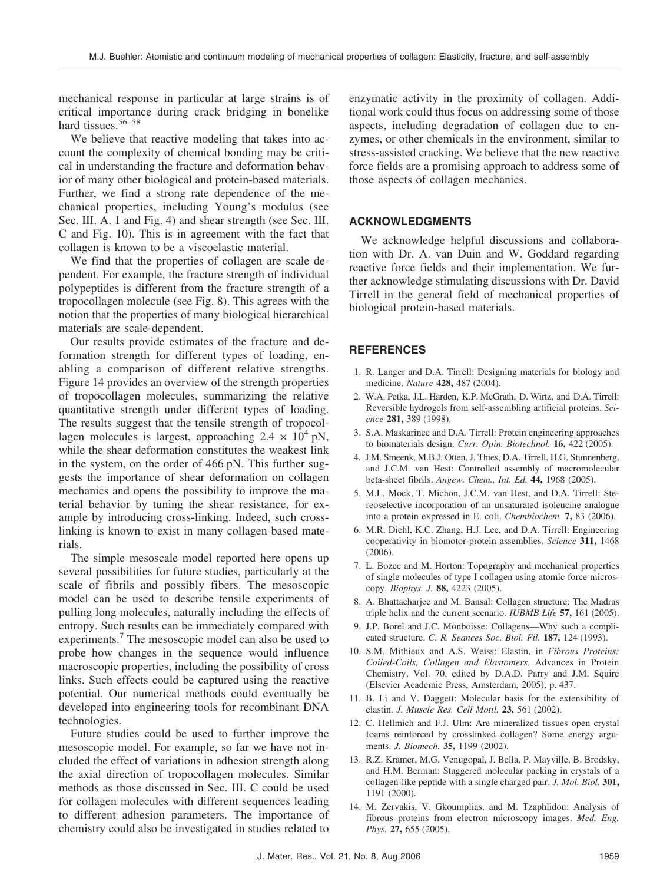mechanical response in particular at large strains is of critical importance during crack bridging in bonelike hard tissues.[56–58]

We believe that reactive modeling that takes into account the complexity of chemical bonding may be critical in understanding the fracture and deformation behavior of many other biological and protein-based materials. Further, we find a strong rate dependence of the mechanical properties, including Young's modulus (see Sec. III. A. 1 and Fig. 4) and shear strength (see Sec. III. C and Fig. 10). This is in agreement with the fact that collagen is known to be a viscoelastic material.

We find that the properties of collagen are scale dependent. For example, the fracture strength of individual polypeptides is different from the fracture strength of a tropocollagen molecule (see Fig. 8). This agrees with the notion that the properties of many biological hierarchical materials are scale-dependent.

Our results provide estimates of the fracture and deformation strength for different types of loading, enabling a comparison of different relative strengths. Figure 14 provides an overview of the strength properties of tropocollagen molecules, summarizing the relative quantitative strength under different types of loading. The results suggest that the tensile strength of tropocollagen molecules is largest, approaching $2.4 \times 10^4$ pN, while the shear deformation constitutes the weakest link in the system, on the order of 466 pN. This further suggests the importance of shear deformation on collagen mechanics and opens the possibility to improve the material behavior by tuning the shear resistance, for example by introducing cross-linking. Indeed, such cross-linking is known to exist in many collagen-based materials.

The simple mesoscale model reported here opens up several possibilities for future studies, particularly at the scale of fibrils and possibly fibers. The mesoscopic model can be used to describe tensile experiments of pulling long molecules, naturally including the effects of entropy. Such results can be immediately compared with experiments.[7] The mesoscopic model can also be used to probe how changes in the sequence would influence macroscopic properties, including the possibility of cross links. Such effects could be captured using the reactive potential. Our numerical methods could eventually be developed into engineering tools for recombinant DNA technologies.

Future studies could be used to further improve the mesoscopic model. For example, so far we have not included the effect of variations in adhesion strength along the axial direction of tropocollagen molecules. Similar methods as those discussed in Sec. III. C could be used for collagen molecules with different sequences leading to different adhesion parameters. The importance of chemistry could also be investigated in studies related to enzymatic activity in the proximity of collagen. Additional work could thus focus on addressing some of those aspects, including degradation of collagen due to enzymes, or other chemicals in the environment, similar to stress-assisted cracking. We believe that the new reactive force fields are a promising approach to address some of those aspects of collagen mechanics.

## ACKNOWLEDGMENTS

We acknowledge helpful discussions and collaboration with Dr. A. van Duin and W. Goddard regarding reactive force fields and their implementation. We further acknowledge stimulating discussions with Dr. David Tirrell in the general field of mechanical properties of biological protein-based materials.

## REFERENCES

1. R. Langer and D.A. Tirrell: Designing materials for biology and medicine. *Nature* **428,** 487 (2004).
2. W.A. Petka, J.L. Harden, K.P. McGrath, D. Wirtz, and D.A. Tirrell: Reversible hydrogels from self-assembling artificial proteins. *Science* **281,** 389 (1998).
3. S.A. Maskarinec and D.A. Tirrell: Protein engineering approaches to biomaterials design. *Curr. Opin. Biotechnol.* **16,** 422 (2005).
4. J.M. Smeenk, M.B.J. Otten, J. Thies, D.A. Tirrell, H.G. Stunnenberg, and J.C.M. van Hest: Controlled assembly of macromolecular beta-sheet fibrils. *Angew. Chem., Int. Ed.* **44,** 1968 (2005).
5. M.L. Mock, T. Michon, J.C.M. van Hest, and D.A. Tirrell: Stereoselective incorporation of an unsaturated isoleucine analogue into a protein expressed in E. coli. *Chembiochem.* **7,** 83 (2006).
6. M.R. Diehl, K.C. Zhang, H.J. Lee, and D.A. Tirrell: Engineering cooperativity in biomotor-protein assemblies. *Science* **311,** 1468 (2006).
7. L. Bozec and M. Horton: Topography and mechanical properties of single molecules of type I collagen using atomic force microscopy. *Biophys. J.* **88,** 4223 (2005).
8. A. Bhattacharjee and M. Bansal: Collagen structure: The Madras triple helix and the current scenario. *IUBMB Life* **57,** 161 (2005).
9. J.P. Borel and J.C. Monboisse: Collagens—Why such a complicated structure. *C. R. Seances Soc. Biol. Fil.* **187,** 124 (1993).
10. S.M. Mithieux and A.S. Weiss: Elastin, in *Fibrous Proteins: Coiled-Coils, Collagen and Elastomers.* Advances in Protein Chemistry, Vol. 70, edited by D.A.D. Parry and J.M. Squire (Elsevier Academic Press, Amsterdam, 2005), p. 437.
11. B. Li and V. Daggett: Molecular basis for the extensibility of elastin. *J. Muscle Res. Cell Motil.* **23,** 561 (2002).
12. C. Hellmich and F.J. Ulm: Are mineralized tissues open crystal foams reinforced by crosslinked collagen? Some energy arguments. *J. Biomech.* **35,** 1199 (2002).
13. R.Z. Kramer, M.G. Venugopal, J. Bella, P. Mayville, B. Brodsky, and H.M. Berman: Staggered molecular packing in crystals of a collagen-like peptide with a single charged pair. *J. Mol. Biol.* **301,** 1191 (2000).
14. M. Zervakis, V. Gkoumplias, and M. Tzaphlidou: Analysis of fibrous proteins from electron microscopy images. *Med. Eng. Phys.* **27,** 655 (2005).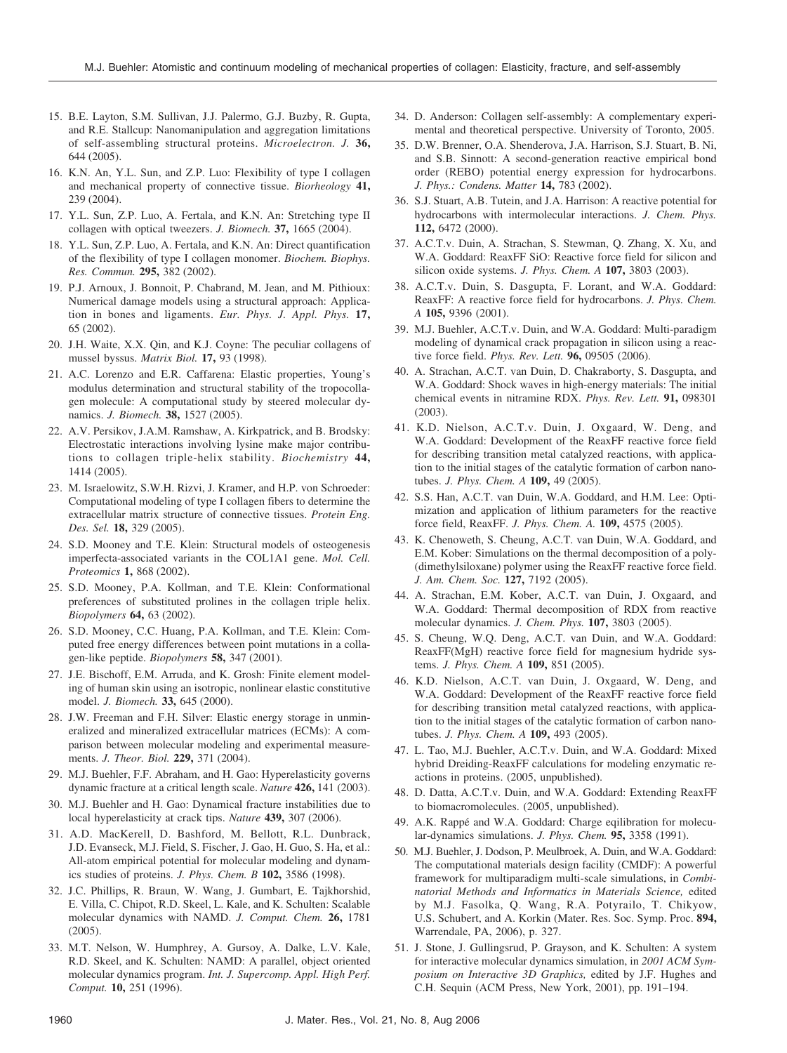15. B.E. Layton, S.M. Sullivan, J.J. Palermo, G.J. Buzby, R. Gupta, and R.E. Stallcup: Nanomanipulation and aggregation limitations of self-assembling structural proteins. *Microelectron. J.* **36,** 644 (2005).
16. K.N. An, Y.L. Sun, and Z.P. Luo: Flexibility of type I collagen and mechanical property of connective tissue. *Biorheology* **41,** 239 (2004).
17. Y.L. Sun, Z.P. Luo, A. Fertala, and K.N. An: Stretching type II collagen with optical tweezers. *J. Biomech.* **37,** 1665 (2004).
18. Y.L. Sun, Z.P. Luo, A. Fertala, and K.N. An: Direct quantification of the flexibility of type I collagen monomer. *Biochem. Biophys. Res. Commun.* **295,** 382 (2002).
19. P.J. Arnoux, J. Bonnoit, P. Chabrand, M. Jean, and M. Pithioux: Numerical damage models using a structural approach: Application in bones and ligaments. *Eur. Phys. J. Appl. Phys.* **17,** 65 (2002).
20. J.H. Waite, X.X. Qin, and K.J. Coyne: The peculiar collagens of mussel byssus. *Matrix Biol.* **17,** 93 (1998).
21. A.C. Lorenzo and E.R. Caffarena: Elastic properties, Young's modulus determination and structural stability of the tropocollagen molecule: A computational study by steered molecular dynamics. *J. Biomech.* **38,** 1527 (2005).
22. A.V. Persikov, J.A.M. Ramshaw, A. Kirkpatrick, and B. Brodsky: Electrostatic interactions involving lysine make major contributions to collagen triple-helix stability. *Biochemistry* **44,** 1414 (2005).
23. M. Israelowitz, S.W.H. Rizvi, J. Kramer, and H.P. von Schroeder: Computational modeling of type I collagen fibers to determine the extracellular matrix structure of connective tissues. *Protein Eng. Des. Sel.* **18,** 329 (2005).
24. S.D. Mooney and T.E. Klein: Structural models of osteogenesis imperfecta-associated variants in the COL1A1 gene. *Mol. Cell. Proteomics* **1,** 868 (2002).
25. S.D. Mooney, P.A. Kollman, and T.E. Klein: Conformational preferences of substituted prolines in the collagen triple helix. *Biopolymers* **64,** 63 (2002).
26. S.D. Mooney, C.C. Huang, P.A. Kollman, and T.E. Klein: Computed free energy differences between point mutations in a collagen-like peptide. *Biopolymers* **58,** 347 (2001).
27. J.E. Bischoff, E.M. Arruda, and K. Grosh: Finite element modeling of human skin using an isotropic, nonlinear elastic constitutive model. *J. Biomech.* **33,** 645 (2000).
28. J.W. Freeman and F.H. Silver: Elastic energy storage in unmineralized and mineralized extracellular matrices (ECMs): A comparison between molecular modeling and experimental measurements. *J. Theor. Biol.* **229,** 371 (2004).
29. M.J. Buehler, F.F. Abraham, and H. Gao: Hyperelasticity governs dynamic fracture at a critical length scale. *Nature* **426,** 141 (2003).
30. M.J. Buehler and H. Gao: Dynamical fracture instabilities due to local hyperelasticity at crack tips. *Nature* **439,** 307 (2006).
31. A.D. MacKerell, D. Bashford, M. Bellott, R.L. Dunbrack, J.D. Evanseck, M.J. Field, S. Fischer, J. Gao, H. Guo, S. Ha, et al.: All-atom empirical potential for molecular modeling and dynamics studies of proteins. *J. Phys. Chem. B* **102,** 3586 (1998).
32. J.C. Phillips, R. Braun, W. Wang, J. Gumbart, E. Tajkhorshid, E. Villa, C. Chipot, R.D. Skeel, L. Kale, and K. Schulten: Scalable molecular dynamics with NAMD. *J. Comput. Chem.* **26,** 1781 (2005).
33. M.T. Nelson, W. Humphrey, A. Gursoy, A. Dalke, L.V. Kale, R.D. Skeel, and K. Schulten: NAMD: A parallel, object oriented molecular dynamics program. *Int. J. Supercomp. Appl. High Perf. Comput.* **10,** 251 (1996).
34. D. Anderson: Collagen self-assembly: A complementary experimental and theoretical perspective. University of Toronto, 2005.
35. D.W. Brenner, O.A. Shenderova, J.A. Harrison, S.J. Stuart, B. Ni, and S.B. Sinnott: A second-generation reactive empirical bond order (REBO) potential energy expression for hydrocarbons. *J. Phys.: Condens. Matter* **14,** 783 (2002).
36. S.J. Stuart, A.B. Tutein, and J.A. Harrison: A reactive potential for hydrocarbons with intermolecular interactions. *J. Chem. Phys.* **112,** 6472 (2000).
37. A.C.T.v. Duin, A. Strachan, S. Stewman, Q. Zhang, X. Xu, and W.A. Goddard: ReaxFF SiO: Reactive force field for silicon and silicon oxide systems. *J. Phys. Chem. A* **107,** 3803 (2003).
38. A.C.T.v. Duin, S. Dasgupta, F. Lorant, and W.A. Goddard: ReaxFF: A reactive force field for hydrocarbons. *J. Phys. Chem. A* **105,** 9396 (2001).
39. M.J. Buehler, A.C.T.v. Duin, and W.A. Goddard: Multi-paradigm modeling of dynamical crack propagation in silicon using a reactive force field. *Phys. Rev. Lett.* **96,** 09505 (2006).
40. A. Strachan, A.C.T. van Duin, D. Chakraborty, S. Dasgupta, and W.A. Goddard: Shock waves in high-energy materials: The initial chemical events in nitramine RDX. *Phys. Rev. Lett.* **91,** 098301 (2003).
41. K.D. Nielson, A.C.T.v. Duin, J. Oxgaard, W. Deng, and W.A. Goddard: Development of the ReaxFF reactive force field for describing transition metal catalyzed reactions, with application to the initial stages of the catalytic formation of carbon nanotubes. *J. Phys. Chem. A* **109,** 49 (2005).
42. S.S. Han, A.C.T. van Duin, W.A. Goddard, and H.M. Lee: Optimization and application of lithium parameters for the reactive force field, ReaxFF. *J. Phys. Chem. A.* **109,** 4575 (2005).
43. K. Chenoweth, S. Cheung, A.C.T. van Duin, W.A. Goddard, and E.M. Kober: Simulations on the thermal decomposition of a poly-(dimethylsiloxane) polymer using the ReaxFF reactive force field. *J. Am. Chem. Soc.* **127,** 7192 (2005).
44. A. Strachan, E.M. Kober, A.C.T. van Duin, J. Oxgaard, and W.A. Goddard: Thermal decomposition of RDX from reactive molecular dynamics. *J. Chem. Phys.* **107,** 3803 (2005).
45. S. Cheung, W.Q. Deng, A.C.T. van Duin, and W.A. Goddard: ReaxFF(MgH) reactive force field for magnesium hydride systems. *J. Phys. Chem. A* **109,** 851 (2005).
46. K.D. Nielson, A.C.T. van Duin, J. Oxgaard, W. Deng, and W.A. Goddard: Development of the ReaxFF reactive force field for describing transition metal catalyzed reactions, with application to the initial stages of the catalytic formation of carbon nanotubes. *J. Phys. Chem. A* **109,** 493 (2005).
47. L. Tao, M.J. Buehler, A.C.T.v. Duin, and W.A. Goddard: Mixed hybrid Dreiding-ReaxFF calculations for modeling enzymatic reactions in proteins. (2005, unpublished).
48. D. Datta, A.C.T.v. Duin, and W.A. Goddard: Extending ReaxFF to biomacromolecules. (2005, unpublished).
49. A.K. Rappé and W.A. Goddard: Charge eqilibration for molecular-dynamics simulations. *J. Phys. Chem.* **95,** 3358 (1991).
50. M.J. Buehler, J. Dodson, P. Meulbroek, A. Duin, and W.A. Goddard: The computational materials design facility (CMDF): A powerful framework for multiparadigm multi-scale simulations, in *Combinatorial Methods and Informatics in Materials Science,* edited by M.J. Fasolka, Q. Wang, R.A. Potyrailo, T. Chikyow, U.S. Schubert, and A. Korkin (Mater. Res. Soc. Symp. Proc. **894,** Warrendale, PA, 2006), p. 327.
51. J. Stone, J. Gullingsrud, P. Grayson, and K. Schulten: A system for interactive molecular dynamics simulation, in *2001 ACM Symposium on Interactive 3D Graphics,* edited by J.F. Hughes and C.H. Sequin (ACM Press, New York, 2001), pp. 191–194.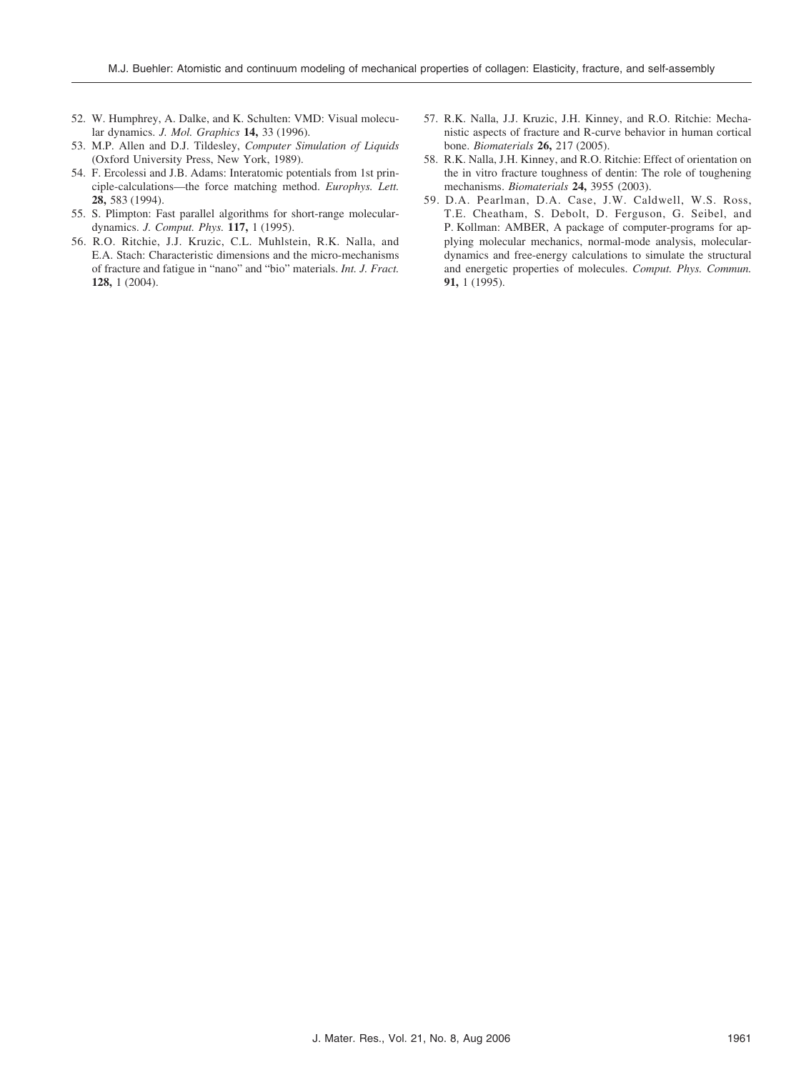52. W. Humphrey, A. Dalke, and K. Schulten: VMD: Visual molecular dynamics. *J. Mol. Graphics* **14,** 33 (1996).
53. M.P. Allen and D.J. Tildesley, *Computer Simulation of Liquids* (Oxford University Press, New York, 1989).
54. F. Ercolessi and J.B. Adams: Interatomic potentials from 1st principle-calculations—the force matching method. *Europhys. Lett.* **28,** 583 (1994).
55. S. Plimpton: Fast parallel algorithms for short-range molecular-dynamics. *J. Comput. Phys.* **117,** 1 (1995).
56. R.O. Ritchie, J.J. Kruzic, C.L. Muhlstein, R.K. Nalla, and E.A. Stach: Characteristic dimensions and the micro-mechanisms of fracture and fatigue in "nano" and "bio" materials. *Int. J. Fract.* **128,** 1 (2004).
57. R.K. Nalla, J.J. Kruzic, J.H. Kinney, and R.O. Ritchie: Mechanistic aspects of fracture and R-curve behavior in human cortical bone. *Biomaterials* **26,** 217 (2005).
58. R.K. Nalla, J.H. Kinney, and R.O. Ritchie: Effect of orientation on the in vitro fracture toughness of dentin: The role of toughening mechanisms. *Biomaterials* **24,** 3955 (2003).
59. D.A. Pearlman, D.A. Case, J.W. Caldwell, W.S. Ross, T.E. Cheatham, S. Debolt, D. Ferguson, G. Seibel, and P. Kollman: AMBER, A package of computer-programs for applying molecular mechanics, normal-mode analysis, molecular-dynamics and free-energy calculations to simulate the structural and energetic properties of molecules. *Comput. Phys. Commun.* **91,** 1 (1995).